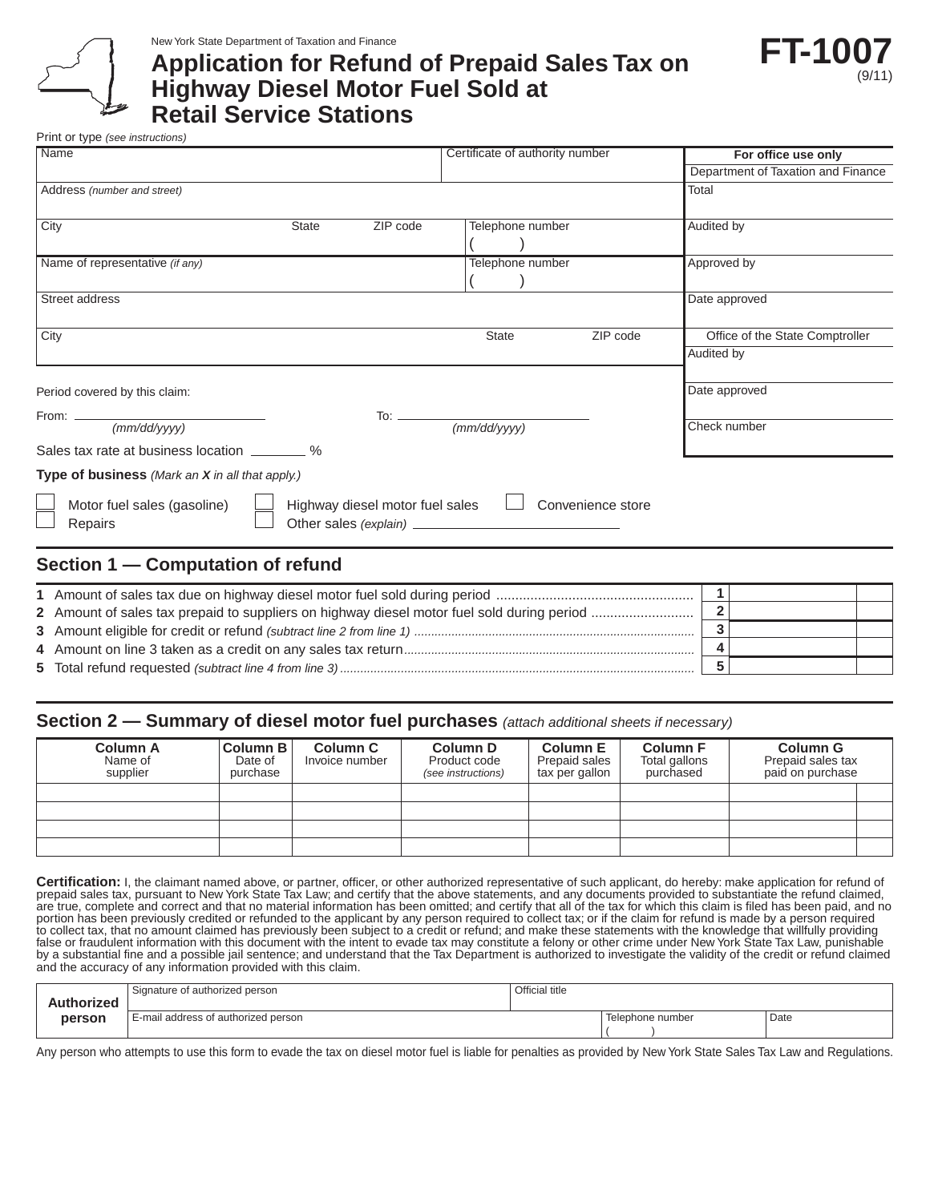New York State Department of Taxation and Finance

# Application for Refund of Prepaid Sales Tax on Highway Diesel Motor Fuel Sold at Retail Service Stations

**FT-1007** (9/11)

Print or type *(see instructions)*

| Name | | | Certificate of authority number | **For office use only** |
|---|---|---|---|---|
| | | | | Department of Taxation and Finance |
| Address *(number and street)* | | | | Total |
| City | State | ZIP code | Telephone number ( ) | Audited by |
| Name of representative *(if any)* | | | Telephone number ( ) | Approved by |
| Street address | | | | Date approved |
| City | State | ZIP code | | Office of the State Comptroller |
| | | | | Audited by |
| | | | | Date approved |
| | | | | Check number |

Period covered by this claim:

From: ____________ *(mm/dd/yyyy)* To: ____________ *(mm/dd/yyyy)*

Sales tax rate at business location ________ %

**Type of business** *(Mark an X in all that apply.)*

☐ Motor fuel sales (gasoline) ☐ Highway diesel motor fuel sales ☐ Convenience store
☐ Repairs ☐ Other sales *(explain)* ____________________

## Section 1 — Computation of refund

| | | | |
|---|---|---|---|
| **1** Amount of sales tax due on highway diesel motor fuel sold during period | **1** | | |
| **2** Amount of sales tax prepaid to suppliers on highway diesel motor fuel sold during period | **2** | | |
| **3** Amount eligible for credit or refund *(subtract line 2 from line 1)* | **3** | | |
| **4** Amount on line 3 taken as a credit on any sales tax return | **4** | | |
| **5** Total refund requested *(subtract line 4 from line 3)* | **5** | | |

## Section 2 — Summary of diesel motor fuel purchases *(attach additional sheets if necessary)*

| **Column A** Name of supplier | **Column B** Date of purchase | **Column C** Invoice number | **Column D** Product code *(see instructions)* | **Column E** Prepaid sales tax per gallon | **Column F** Total gallons purchased | **Column G** Prepaid sales tax paid on purchase | |
|---|---|---|---|---|---|---|---|
| | | | | | | | |
| | | | | | | | |
| | | | | | | | |
| | | | | | | | |

**Certification:** I, the claimant named above, or partner, officer, or other authorized representative of such applicant, do hereby: make application for refund of prepaid sales tax, pursuant to New York State Tax Law; and certify that the above statements, and any documents provided to substantiate the refund claimed, are true, complete and correct and that no material information has been omitted; and certify that all of the tax for which this claim is filed has been paid, and no portion has been previously credited or refunded to the applicant by any person required to collect tax; or if the claim for refund is made by a person required to collect tax, that no amount claimed has previously been subject to a credit or refund; and make these statements with the knowledge that willfully providing false or fraudulent information with this document with the intent to evade tax may constitute a felony or other crime under New York State Tax Law, punishable by a substantial fine and a possible jail sentence; and understand that the Tax Department is authorized to investigate the validity of the credit or refund claimed and the accuracy of any information provided with this claim.

| **Authorized person** | Signature of authorized person | | Official title | |
|---|---|---|---|---|
| | E-mail address of authorized person | | Telephone number ( ) | Date |

Any person who attempts to use this form to evade the tax on diesel motor fuel is liable for penalties as provided by New York State Sales Tax Law and Regulations.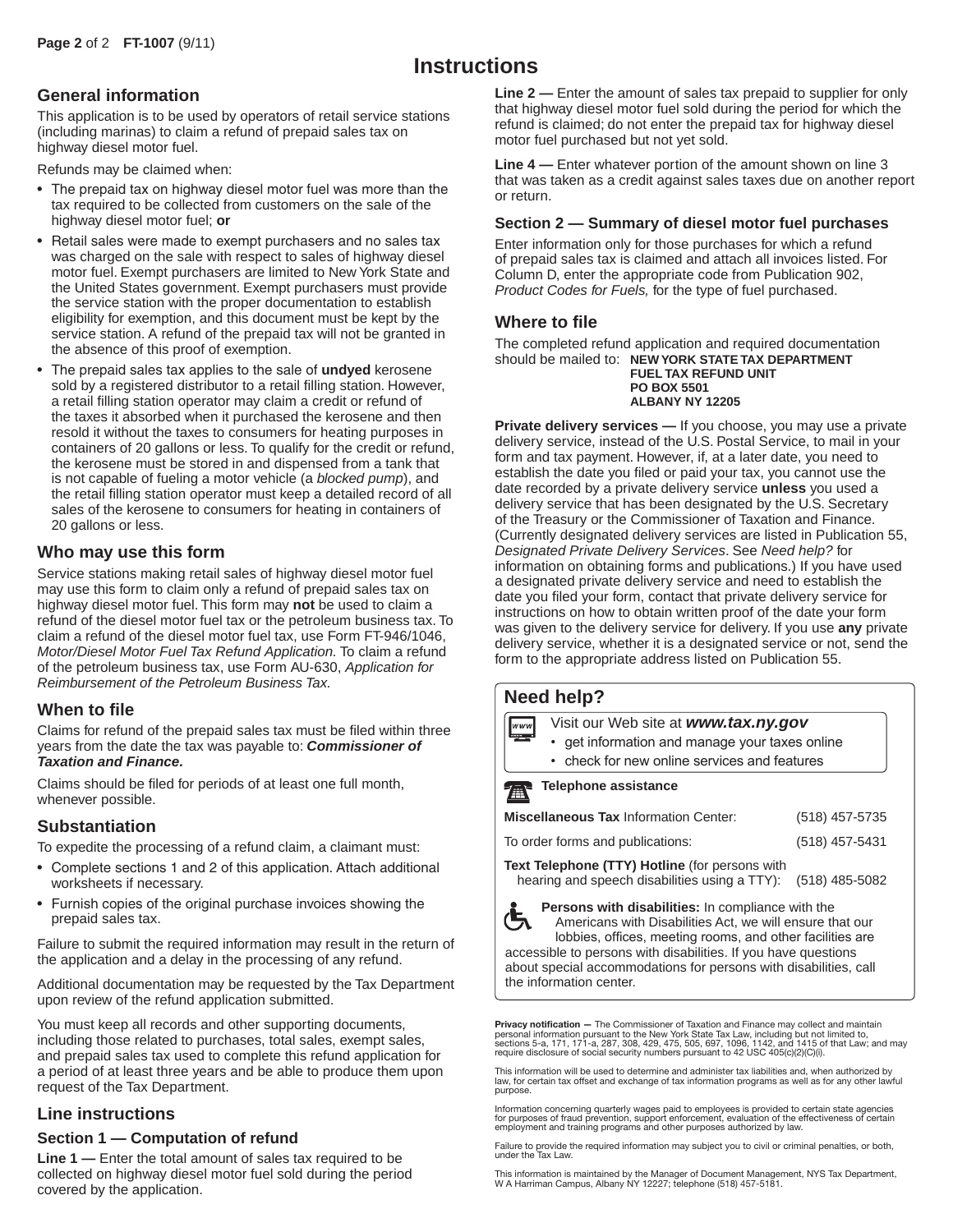# Instructions

## General information

This application is to be used by operators of retail service stations (including marinas) to claim a refund of prepaid sales tax on highway diesel motor fuel.

Refunds may be claimed when:

- The prepaid tax on highway diesel motor fuel was more than the tax required to be collected from customers on the sale of the highway diesel motor fuel; **or**
- Retail sales were made to exempt purchasers and no sales tax was charged on the sale with respect to sales of highway diesel motor fuel. Exempt purchasers are limited to New York State and the United States government. Exempt purchasers must provide the service station with the proper documentation to establish eligibility for exemption, and this document must be kept by the service station. A refund of the prepaid tax will not be granted in the absence of this proof of exemption.
- The prepaid sales tax applies to the sale of **undyed** kerosene sold by a registered distributor to a retail filling station. However, a retail filling station operator may claim a credit or refund of the taxes it absorbed when it purchased the kerosene and then resold it without the taxes to consumers for heating purposes in containers of 20 gallons or less. To qualify for the credit or refund, the kerosene must be stored in and dispensed from a tank that is not capable of fueling a motor vehicle (a *blocked pump*), and the retail filling station operator must keep a detailed record of all sales of the kerosene to consumers for heating in containers of 20 gallons or less.

## Who may use this form

Service stations making retail sales of highway diesel motor fuel may use this form to claim only a refund of prepaid sales tax on highway diesel motor fuel. This form may **not** be used to claim a refund of the diesel motor fuel tax or the petroleum business tax. To claim a refund of the diesel motor fuel tax, use Form FT-946/1046, *Motor/Diesel Motor Fuel Tax Refund Application.* To claim a refund of the petroleum business tax, use Form AU-630, *Application for Reimbursement of the Petroleum Business Tax.*

## When to file

Claims for refund of the prepaid sales tax must be filed within three years from the date the tax was payable to: ***Commissioner of Taxation and Finance.***

Claims should be filed for periods of at least one full month, whenever possible.

## Substantiation

To expedite the processing of a refund claim, a claimant must:

- Complete sections 1 and 2 of this application. Attach additional worksheets if necessary.
- Furnish copies of the original purchase invoices showing the prepaid sales tax.

Failure to submit the required information may result in the return of the application and a delay in the processing of any refund.

Additional documentation may be requested by the Tax Department upon review of the refund application submitted.

You must keep all records and other supporting documents, including those related to purchases, total sales, exempt sales, and prepaid sales tax used to complete this refund application for a period of at least three years and be able to produce them upon request of the Tax Department.

## Line instructions

### Section 1 — Computation of refund

**Line 1 —** Enter the total amount of sales tax required to be collected on highway diesel motor fuel sold during the period covered by the application.

**Line 2 —** Enter the amount of sales tax prepaid to supplier for only that highway diesel motor fuel sold during the period for which the refund is claimed; do not enter the prepaid tax for highway diesel motor fuel purchased but not yet sold.

**Line 4 —** Enter whatever portion of the amount shown on line 3 that was taken as a credit against sales taxes due on another report or return.

### Section 2 — Summary of diesel motor fuel purchases

Enter information only for those purchases for which a refund of prepaid sales tax is claimed and attach all invoices listed. For Column D, enter the appropriate code from Publication 902, *Product Codes for Fuels,* for the type of fuel purchased.

## Where to file

The completed refund application and required documentation should be mailed to:

**NEW YORK STATE TAX DEPARTMENT**
**FUEL TAX REFUND UNIT**
**PO BOX 5501**
**ALBANY NY 12205**

**Private delivery services —** If you choose, you may use a private delivery service, instead of the U.S. Postal Service, to mail in your form and tax payment. However, if, at a later date, you need to establish the date you filed or paid your tax, you cannot use the date recorded by a private delivery service **unless** you used a delivery service that has been designated by the U.S. Secretary of the Treasury or the Commissioner of Taxation and Finance. (Currently designated delivery services are listed in Publication 55, *Designated Private Delivery Services*. See *Need help?* for information on obtaining forms and publications.) If you have used a designated private delivery service and need to establish the date you filed your form, contact that private delivery service for instructions on how to obtain written proof of the date your form was given to the delivery service for delivery. If you use **any** private delivery service, whether it is a designated service or not, send the form to the appropriate address listed on Publication 55.

## Need help?

Visit our Web site at ***www.tax.ny.gov***

- get information and manage your taxes online
- check for new online services and features

**Telephone assistance**

| | |
|---|---|
| **Miscellaneous Tax** Information Center: | (518) 457-5735 |
| To order forms and publications: | (518) 457-5431 |
| **Text Telephone (TTY) Hotline** (for persons with hearing and speech disabilities using a TTY): | (518) 485-5082 |

**Persons with disabilities:** In compliance with the Americans with Disabilities Act, we will ensure that our lobbies, offices, meeting rooms, and other facilities are accessible to persons with disabilities. If you have questions about special accommodations for persons with disabilities, call the information center.

**Privacy notification —** The Commissioner of Taxation and Finance may collect and maintain personal information pursuant to the New York State Tax Law, including but not limited to, sections 5-a, 171, 171-a, 287, 308, 429, 475, 505, 697, 1096, 1142, and 1415 of that Law; and may require disclosure of social security numbers pursuant to 42 USC 405(c)(2)(C)(i).

This information will be used to determine and administer tax liabilities and, when authorized by law, for certain tax offset and exchange of tax information programs as well as for any other lawful purpose.

Information concerning quarterly wages paid to employees is provided to certain state agencies for purposes of fraud prevention, support enforcement, evaluation of the effectiveness of certain employment and training programs and other purposes authorized by law.

Failure to provide the required information may subject you to civil or criminal penalties, or both, under the Tax Law.

This information is maintained by the Manager of Document Management, NYS Tax Department, W A Harriman Campus, Albany NY 12227; telephone (518) 457-5181.